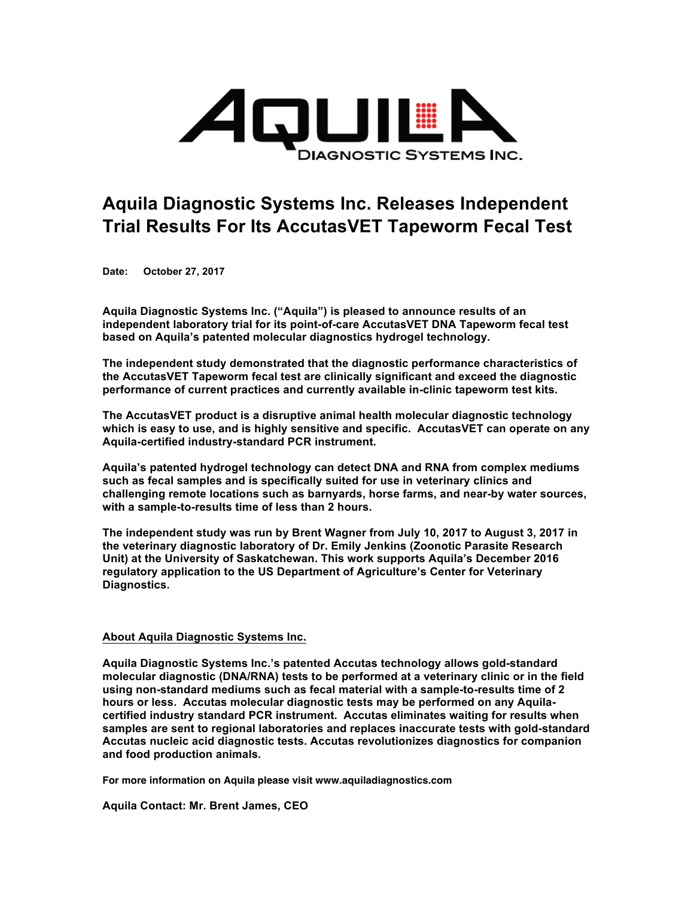# AQUILA DIAGNOSTIC SYSTEMS INC.

## Aquila Diagnostic Systems Inc. Releases Independent Trial Results For Its AccutasVET Tapeworm Fecal Test

**Date: October 27, 2017**

**Aquila Diagnostic Systems Inc. ("Aquila") is pleased to announce results of an independent laboratory trial for its point-of-care AccutasVET DNA Tapeworm fecal test based on Aquila's patented molecular diagnostics hydrogel technology.**

**The independent study demonstrated that the diagnostic performance characteristics of the AccutasVET Tapeworm fecal test are clinically significant and exceed the diagnostic performance of current practices and currently available in-clinic tapeworm test kits.**

**The AccutasVET product is a disruptive animal health molecular diagnostic technology which is easy to use, and is highly sensitive and specific. AccutasVET can operate on any Aquila-certified industry-standard PCR instrument.**

**Aquila's patented hydrogel technology can detect DNA and RNA from complex mediums such as fecal samples and is specifically suited for use in veterinary clinics and challenging remote locations such as barnyards, horse farms, and near-by water sources, with a sample-to-results time of less than 2 hours.**

**The independent study was run by Brent Wagner from July 10, 2017 to August 3, 2017 in the veterinary diagnostic laboratory of Dr. Emily Jenkins (Zoonotic Parasite Research Unit) at the University of Saskatchewan. This work supports Aquila's December 2016 regulatory application to the US Department of Agriculture's Center for Veterinary Diagnostics.**

### About Aquila Diagnostic Systems Inc.

**Aquila Diagnostic Systems Inc.'s patented Accutas technology allows gold-standard molecular diagnostic (DNA/RNA) tests to be performed at a veterinary clinic or in the field using non-standard mediums such as fecal material with a sample-to-results time of 2 hours or less. Accutas molecular diagnostic tests may be performed on any Aquila-certified industry standard PCR instrument. Accutas eliminates waiting for results when samples are sent to regional laboratories and replaces inaccurate tests with gold-standard Accutas nucleic acid diagnostic tests. Accutas revolutionizes diagnostics for companion and food production animals.**

**For more information on Aquila please visit www.aquiladiagnostics.com**

**Aquila Contact: Mr. Brent James, CEO**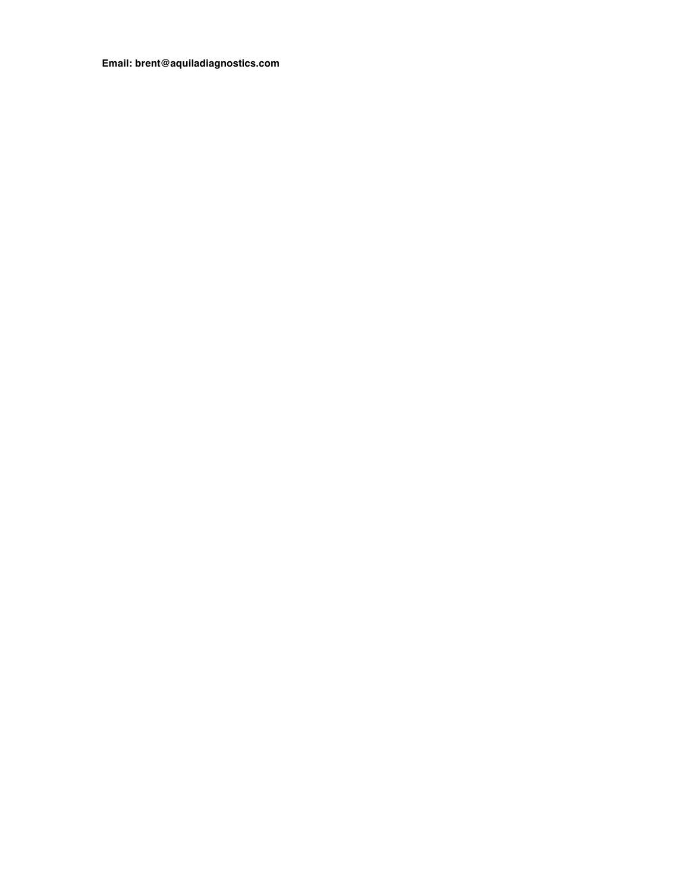**Email: brent@aquiladiagnostics.com**